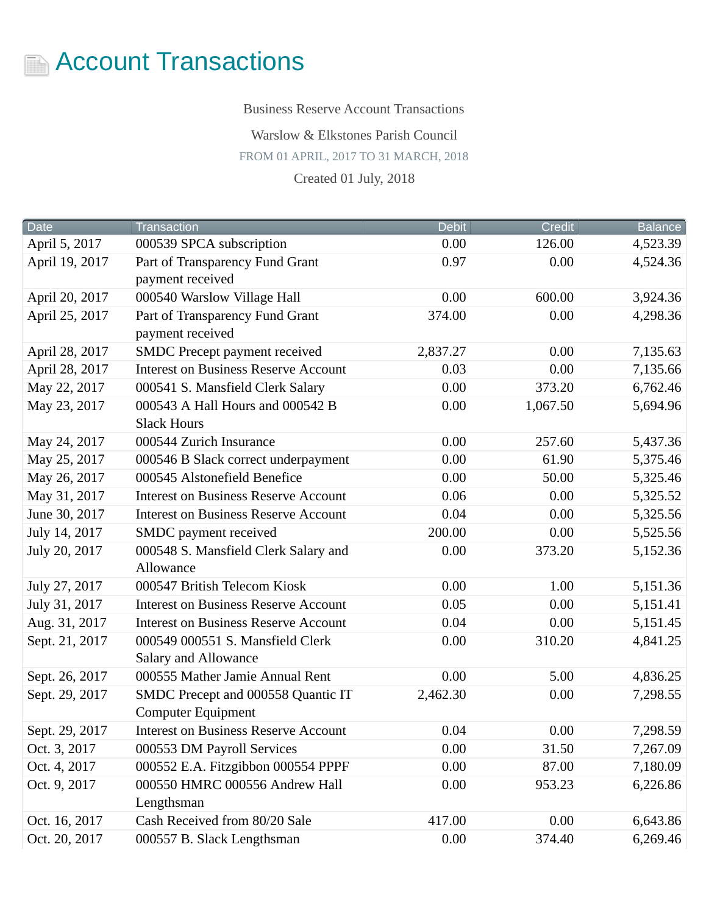# Account Transactions

Business Reserve Account Transactions

Warslow & Elkstones Parish Council

FROM 01 APRIL, 2017 TO 31 MARCH, 2018

Created 01 July, 2018

| Date | Transaction | Debit | Credit | Balance |
|---|---|---|---|---|
| April 5, 2017 | 000539 SPCA subscription | 0.00 | 126.00 | 4,523.39 |
| April 19, 2017 | Part of Transparency Fund Grant payment received | 0.97 | 0.00 | 4,524.36 |
| April 20, 2017 | 000540 Warslow Village Hall | 0.00 | 600.00 | 3,924.36 |
| April 25, 2017 | Part of Transparency Fund Grant payment received | 374.00 | 0.00 | 4,298.36 |
| April 28, 2017 | SMDC Precept payment received | 2,837.27 | 0.00 | 7,135.63 |
| April 28, 2017 | Interest on Business Reserve Account | 0.03 | 0.00 | 7,135.66 |
| May 22, 2017 | 000541 S. Mansfield Clerk Salary | 0.00 | 373.20 | 6,762.46 |
| May 23, 2017 | 000543 A Hall Hours and 000542 B Slack Hours | 0.00 | 1,067.50 | 5,694.96 |
| May 24, 2017 | 000544 Zurich Insurance | 0.00 | 257.60 | 5,437.36 |
| May 25, 2017 | 000546 B Slack correct underpayment | 0.00 | 61.90 | 5,375.46 |
| May 26, 2017 | 000545 Alstonefield Benefice | 0.00 | 50.00 | 5,325.46 |
| May 31, 2017 | Interest on Business Reserve Account | 0.06 | 0.00 | 5,325.52 |
| June 30, 2017 | Interest on Business Reserve Account | 0.04 | 0.00 | 5,325.56 |
| July 14, 2017 | SMDC payment received | 200.00 | 0.00 | 5,525.56 |
| July 20, 2017 | 000548 S. Mansfield Clerk Salary and Allowance | 0.00 | 373.20 | 5,152.36 |
| July 27, 2017 | 000547 British Telecom Kiosk | 0.00 | 1.00 | 5,151.36 |
| July 31, 2017 | Interest on Business Reserve Account | 0.05 | 0.00 | 5,151.41 |
| Aug. 31, 2017 | Interest on Business Reserve Account | 0.04 | 0.00 | 5,151.45 |
| Sept. 21, 2017 | 000549 000551 S. Mansfield Clerk Salary and Allowance | 0.00 | 310.20 | 4,841.25 |
| Sept. 26, 2017 | 000555 Mather Jamie Annual Rent | 0.00 | 5.00 | 4,836.25 |
| Sept. 29, 2017 | SMDC Precept and 000558 Quantic IT Computer Equipment | 2,462.30 | 0.00 | 7,298.55 |
| Sept. 29, 2017 | Interest on Business Reserve Account | 0.04 | 0.00 | 7,298.59 |
| Oct. 3, 2017 | 000553 DM Payroll Services | 0.00 | 31.50 | 7,267.09 |
| Oct. 4, 2017 | 000552 E.A. Fitzgibbon 000554 PPPF | 0.00 | 87.00 | 7,180.09 |
| Oct. 9, 2017 | 000550 HMRC 000556 Andrew Hall Lengthsman | 0.00 | 953.23 | 6,226.86 |
| Oct. 16, 2017 | Cash Received from 80/20 Sale | 417.00 | 0.00 | 6,643.86 |
| Oct. 20, 2017 | 000557 B. Slack Lengthsman | 0.00 | 374.40 | 6,269.46 |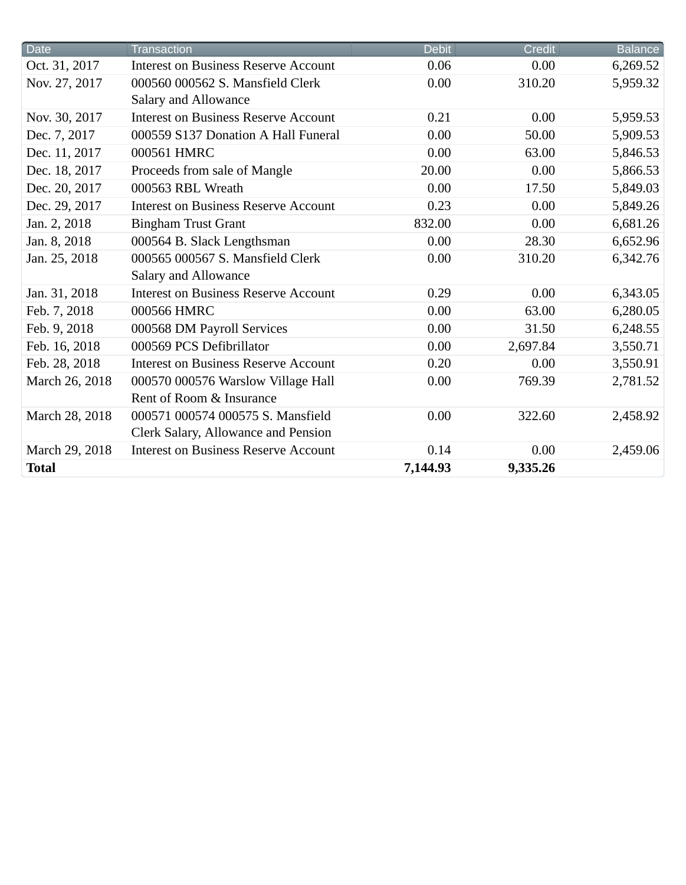| Date | Transaction | Debit | Credit | Balance |
|---|---|---|---|---|
| Oct. 31, 2017 | Interest on Business Reserve Account | 0.06 | 0.00 | 6,269.52 |
| Nov. 27, 2017 | 000560 000562 S. Mansfield Clerk Salary and Allowance | 0.00 | 310.20 | 5,959.32 |
| Nov. 30, 2017 | Interest on Business Reserve Account | 0.21 | 0.00 | 5,959.53 |
| Dec. 7, 2017 | 000559 S137 Donation A Hall Funeral | 0.00 | 50.00 | 5,909.53 |
| Dec. 11, 2017 | 000561 HMRC | 0.00 | 63.00 | 5,846.53 |
| Dec. 18, 2017 | Proceeds from sale of Mangle | 20.00 | 0.00 | 5,866.53 |
| Dec. 20, 2017 | 000563 RBL Wreath | 0.00 | 17.50 | 5,849.03 |
| Dec. 29, 2017 | Interest on Business Reserve Account | 0.23 | 0.00 | 5,849.26 |
| Jan. 2, 2018 | Bingham Trust Grant | 832.00 | 0.00 | 6,681.26 |
| Jan. 8, 2018 | 000564 B. Slack Lengthsman | 0.00 | 28.30 | 6,652.96 |
| Jan. 25, 2018 | 000565 000567 S. Mansfield Clerk Salary and Allowance | 0.00 | 310.20 | 6,342.76 |
| Jan. 31, 2018 | Interest on Business Reserve Account | 0.29 | 0.00 | 6,343.05 |
| Feb. 7, 2018 | 000566 HMRC | 0.00 | 63.00 | 6,280.05 |
| Feb. 9, 2018 | 000568 DM Payroll Services | 0.00 | 31.50 | 6,248.55 |
| Feb. 16, 2018 | 000569 PCS Defibrillator | 0.00 | 2,697.84 | 3,550.71 |
| Feb. 28, 2018 | Interest on Business Reserve Account | 0.20 | 0.00 | 3,550.91 |
| March 26, 2018 | 000570 000576 Warslow Village Hall Rent of Room & Insurance | 0.00 | 769.39 | 2,781.52 |
| March 28, 2018 | 000571 000574 000575 S. Mansfield Clerk Salary, Allowance and Pension | 0.00 | 322.60 | 2,458.92 |
| March 29, 2018 | Interest on Business Reserve Account | 0.14 | 0.00 | 2,459.06 |
| **Total** | | **7,144.93** | **9,335.26** | |